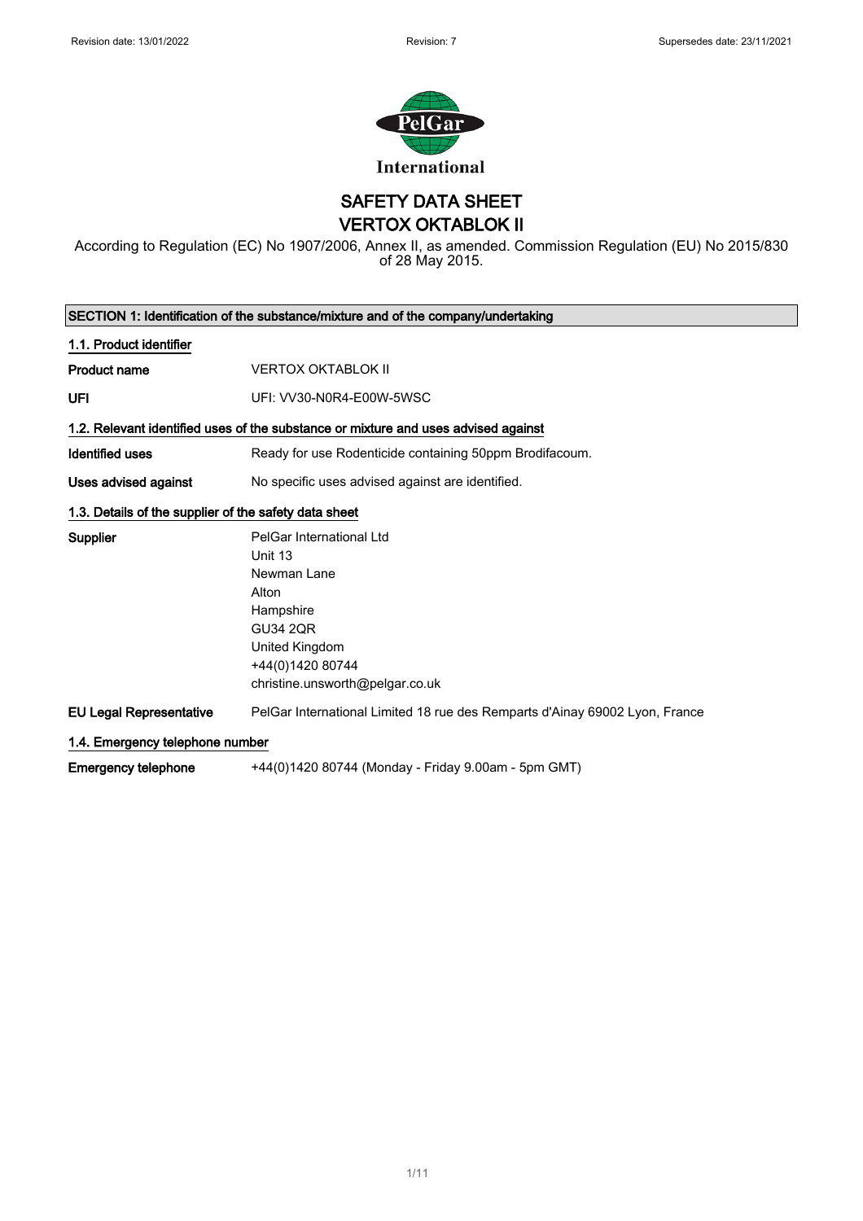Revision date: 13/01/2022 Revision: 7 Supersedes date: 23/11/2021

PelGar International

# SAFETY DATA SHEET
# VERTOX OKTABLOK II

According to Regulation (EC) No 1907/2006, Annex II, as amended. Commission Regulation (EU) No 2015/830 of 28 May 2015.

## SECTION 1: Identification of the substance/mixture and of the company/undertaking

### 1.1. Product identifier

**Product name** VERTOX OKTABLOK II

**UFI** UFI: VV30-N0R4-E00W-5WSC

### 1.2. Relevant identified uses of the substance or mixture and uses advised against

**Identified uses** Ready for use Rodenticide containing 50ppm Brodifacoum.

**Uses advised against** No specific uses advised against are identified.

### 1.3. Details of the supplier of the safety data sheet

**Supplier**
PelGar International Ltd
Unit 13
Newman Lane
Alton
Hampshire
GU34 2QR
United Kingdom
+44(0)1420 80744
christine.unsworth@pelgar.co.uk

**EU Legal Representative** PelGar International Limited 18 rue des Remparts d'Ainay 69002 Lyon, France

### 1.4. Emergency telephone number

**Emergency telephone** +44(0)1420 80744 (Monday - Friday 9.00am - 5pm GMT)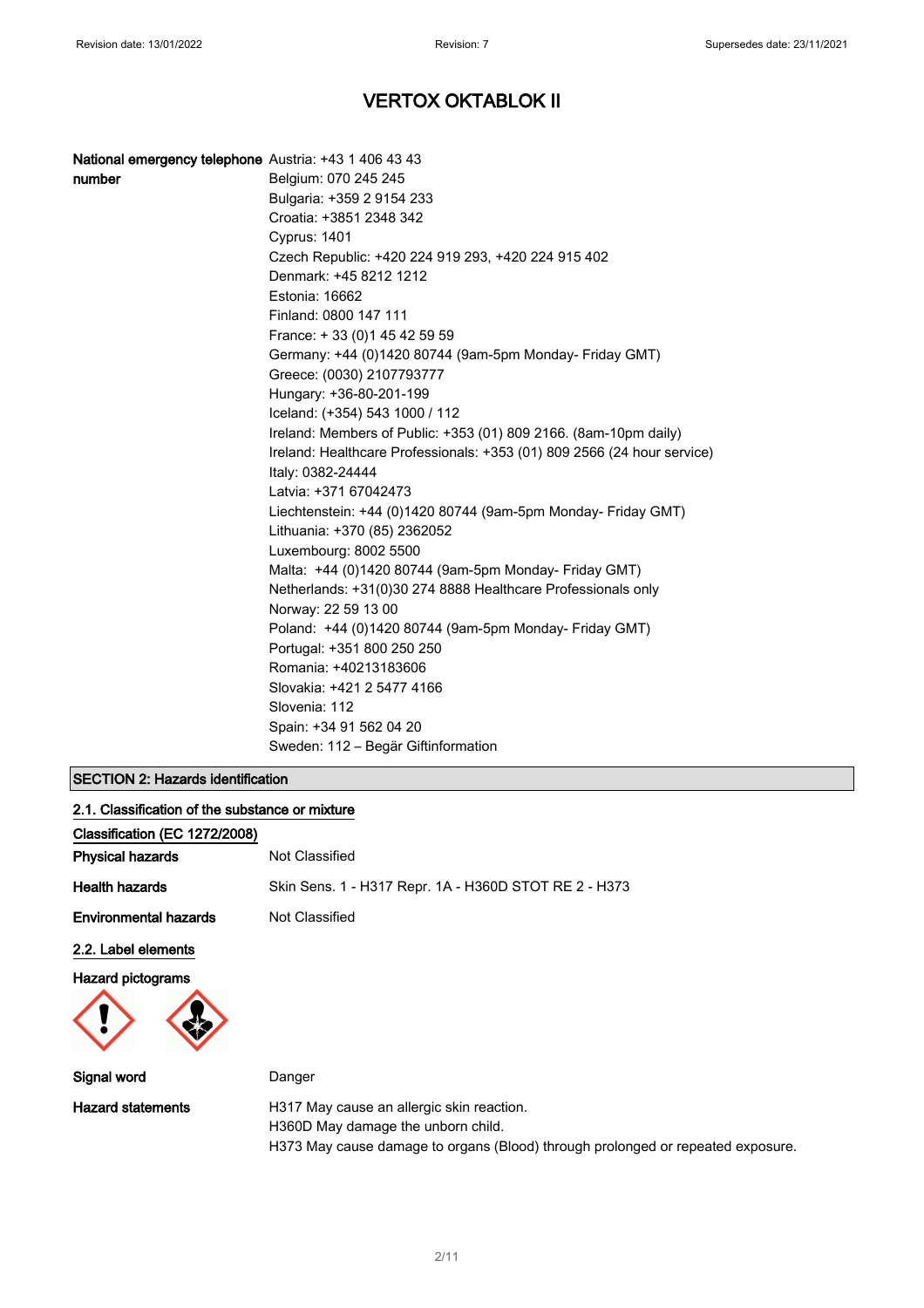# VERTOX OKTABLOK II

| | |
|---|---|
| **National emergency telephone number** | Austria: +43 1 406 43 43<br>Belgium: 070 245 245<br>Bulgaria: +359 2 9154 233<br>Croatia: +3851 2348 342<br>Cyprus: 1401<br>Czech Republic: +420 224 919 293, +420 224 915 402<br>Denmark: +45 8212 1212<br>Estonia: 16662<br>Finland: 0800 147 111<br>France: + 33 (0)1 45 42 59 59<br>Germany: +44 (0)1420 80744 (9am-5pm Monday- Friday GMT)<br>Greece: (0030) 2107793777<br>Hungary: +36-80-201-199<br>Iceland: (+354) 543 1000 / 112<br>Ireland: Members of Public: +353 (01) 809 2166. (8am-10pm daily)<br>Ireland: Healthcare Professionals: +353 (01) 809 2566 (24 hour service)<br>Italy: 0382-24444<br>Latvia: +371 67042473<br>Liechtenstein: +44 (0)1420 80744 (9am-5pm Monday- Friday GMT)<br>Lithuania: +370 (85) 2362052<br>Luxembourg: 8002 5500<br>Malta: +44 (0)1420 80744 (9am-5pm Monday- Friday GMT)<br>Netherlands: +31(0)30 274 8888 Healthcare Professionals only<br>Norway: 22 59 13 00<br>Poland: +44 (0)1420 80744 (9am-5pm Monday- Friday GMT)<br>Portugal: +351 800 250 250<br>Romania: +40213183606<br>Slovakia: +421 2 5477 4166<br>Slovenia: 112<br>Spain: +34 91 562 04 20<br>Sweden: 112 – Begär Giftinformation |

## SECTION 2: Hazards identification

### 2.1. Classification of the substance or mixture

**Classification (EC 1272/2008)**

| | |
|---|---|
| **Physical hazards** | Not Classified |
| **Health hazards** | Skin Sens. 1 - H317 Repr. 1A - H360D STOT RE 2 - H373 |
| **Environmental hazards** | Not Classified |

### 2.2. Label elements

**Hazard pictograms**

| | |
|---|---|
| **Signal word** | Danger |
| **Hazard statements** | H317 May cause an allergic skin reaction.<br>H360D May damage the unborn child.<br>H373 May cause damage to organs (Blood) through prolonged or repeated exposure. |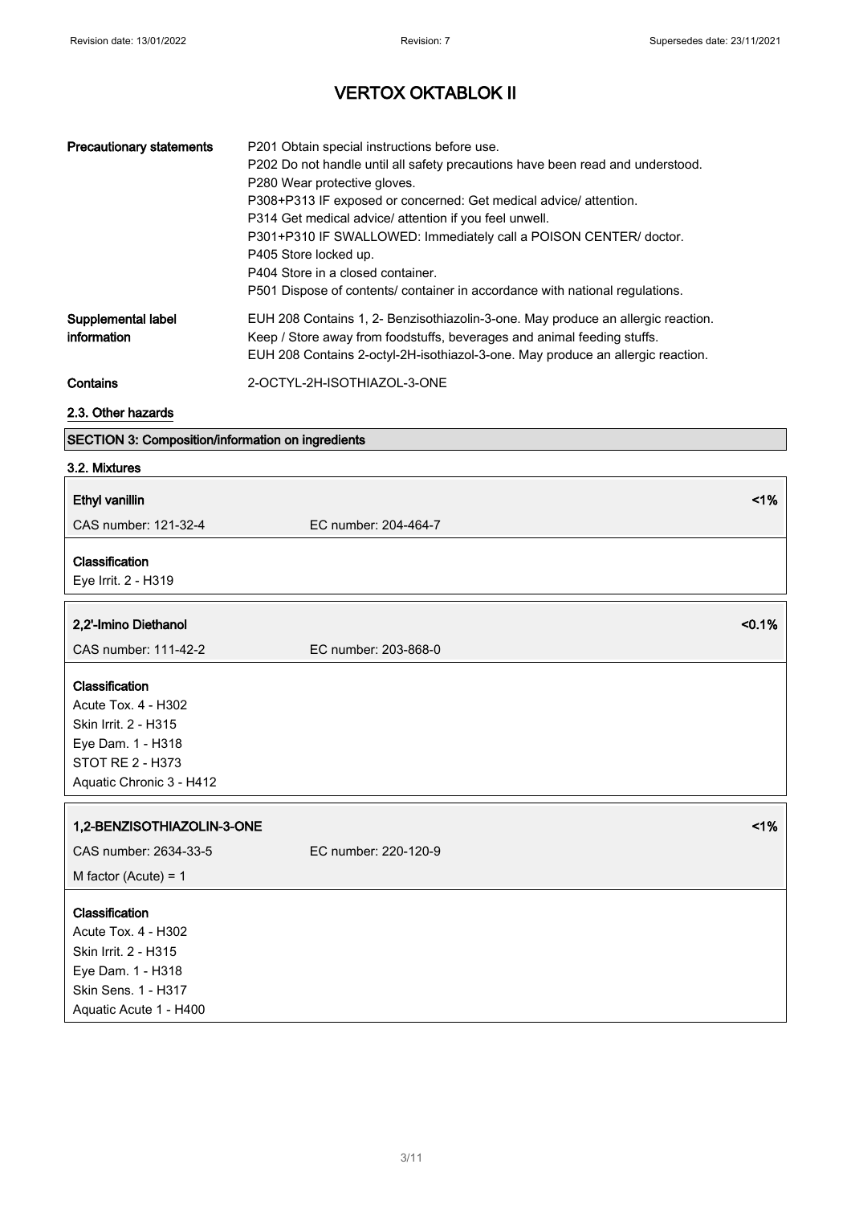# VERTOX OKTABLOK II

| | |
|---|---|
| **Precautionary statements** | P201 Obtain special instructions before use.<br>P202 Do not handle until all safety precautions have been read and understood.<br>P280 Wear protective gloves.<br>P308+P313 IF exposed or concerned: Get medical advice/ attention.<br>P314 Get medical advice/ attention if you feel unwell.<br>P301+P310 IF SWALLOWED: Immediately call a POISON CENTER/ doctor.<br>P405 Store locked up.<br>P404 Store in a closed container.<br>P501 Dispose of contents/ container in accordance with national regulations. |
| **Supplemental label information** | EUH 208 Contains 1, 2- Benzisothiazolin-3-one. May produce an allergic reaction.<br>Keep / Store away from foodstuffs, beverages and animal feeding stuffs.<br>EUH 208 Contains 2-octyl-2H-isothiazol-3-one. May produce an allergic reaction. |
| **Contains** | 2-OCTYL-2H-ISOTHIAZOL-3-ONE |

### 2.3. Other hazards

## SECTION 3: Composition/information on ingredients

### 3.2. Mixtures

**Ethyl vanillin** <1%

CAS number: 121-32-4 EC number: 204-464-7

**Classification**

Eye Irrit. 2 - H319

**2,2'-Imino Diethanol** <0.1%

CAS number: 111-42-2 EC number: 203-868-0

**Classification**

Acute Tox. 4 - H302
Skin Irrit. 2 - H315
Eye Dam. 1 - H318
STOT RE 2 - H373
Aquatic Chronic 3 - H412

**1,2-BENZISOTHIAZOLIN-3-ONE** <1%

CAS number: 2634-33-5 EC number: 220-120-9

M factor (Acute) = 1

**Classification**

Acute Tox. 4 - H302
Skin Irrit. 2 - H315
Eye Dam. 1 - H318
Skin Sens. 1 - H317
Aquatic Acute 1 - H400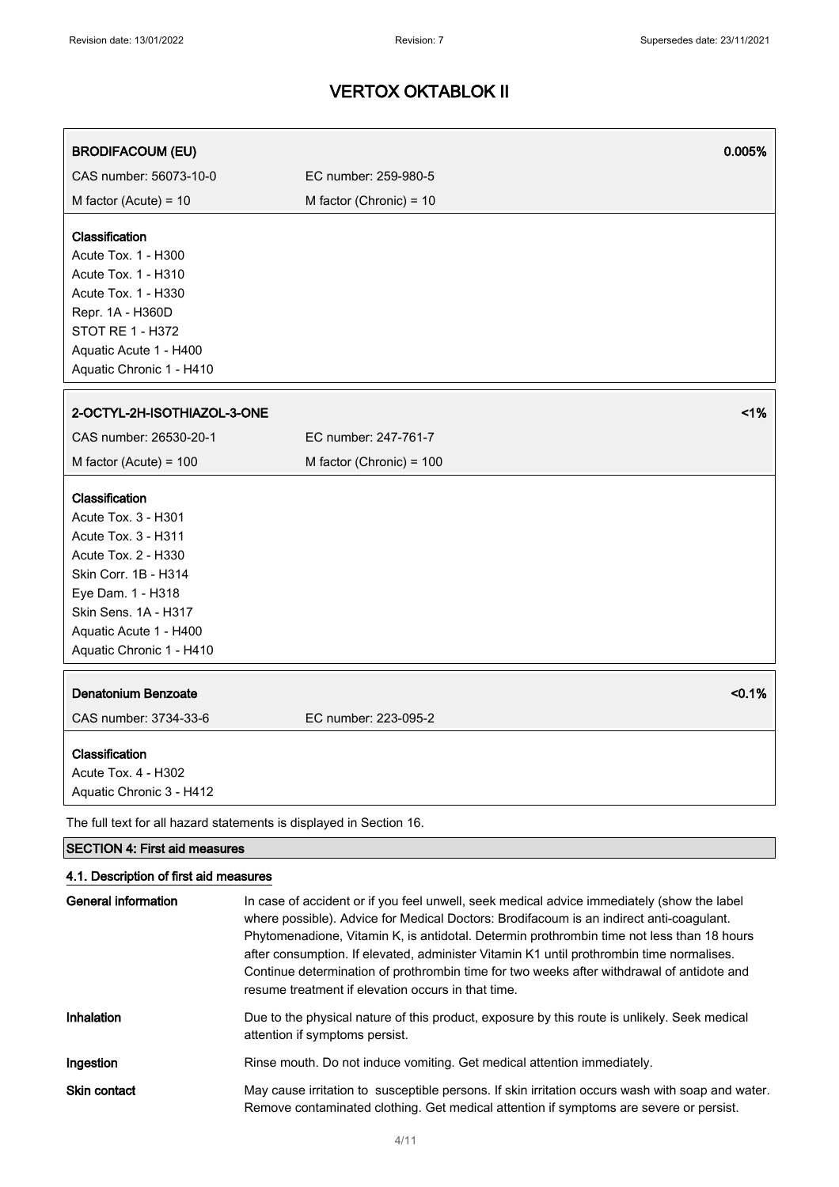# VERTOX OKTABLOK II

| BRODIFACOUM (EU) | | 0.005% |
|---|---|---|
| CAS number: 56073-10-0 | EC number: 259-980-5 | |
| M factor (Acute) = 10 | M factor (Chronic) = 10 | |

**Classification**
Acute Tox. 1 - H300
Acute Tox. 1 - H310
Acute Tox. 1 - H330
Repr. 1A - H360D
STOT RE 1 - H372
Aquatic Acute 1 - H400
Aquatic Chronic 1 - H410

| 2-OCTYL-2H-ISOTHIAZOL-3-ONE | | <1% |
|---|---|---|
| CAS number: 26530-20-1 | EC number: 247-761-7 | |
| M factor (Acute) = 100 | M factor (Chronic) = 100 | |

**Classification**
Acute Tox. 3 - H301
Acute Tox. 3 - H311
Acute Tox. 2 - H330
Skin Corr. 1B - H314
Eye Dam. 1 - H318
Skin Sens. 1A - H317
Aquatic Acute 1 - H400
Aquatic Chronic 1 - H410

| Denatonium Benzoate | | <0.1% |
|---|---|---|
| CAS number: 3734-33-6 | EC number: 223-095-2 | |

**Classification**
Acute Tox. 4 - H302
Aquatic Chronic 3 - H412

The full text for all hazard statements is displayed in Section 16.

## SECTION 4: First aid measures

### 4.1. Description of first aid measures

| | |
|---|---|
| **General information** | In case of accident or if you feel unwell, seek medical advice immediately (show the label where possible). Advice for Medical Doctors: Brodifacoum is an indirect anti-coagulant. Phytomenadione, Vitamin K, is antidotal. Determin prothrombin time not less than 18 hours after consumption. If elevated, administer Vitamin K1 until prothrombin time normalises. Continue determination of prothrombin time for two weeks after withdrawal of antidote and resume treatment if elevation occurs in that time. |
| **Inhalation** | Due to the physical nature of this product, exposure by this route is unlikely. Seek medical attention if symptoms persist. |
| **Ingestion** | Rinse mouth. Do not induce vomiting. Get medical attention immediately. |
| **Skin contact** | May cause irritation to susceptible persons. If skin irritation occurs wash with soap and water. Remove contaminated clothing. Get medical attention if symptoms are severe or persist. |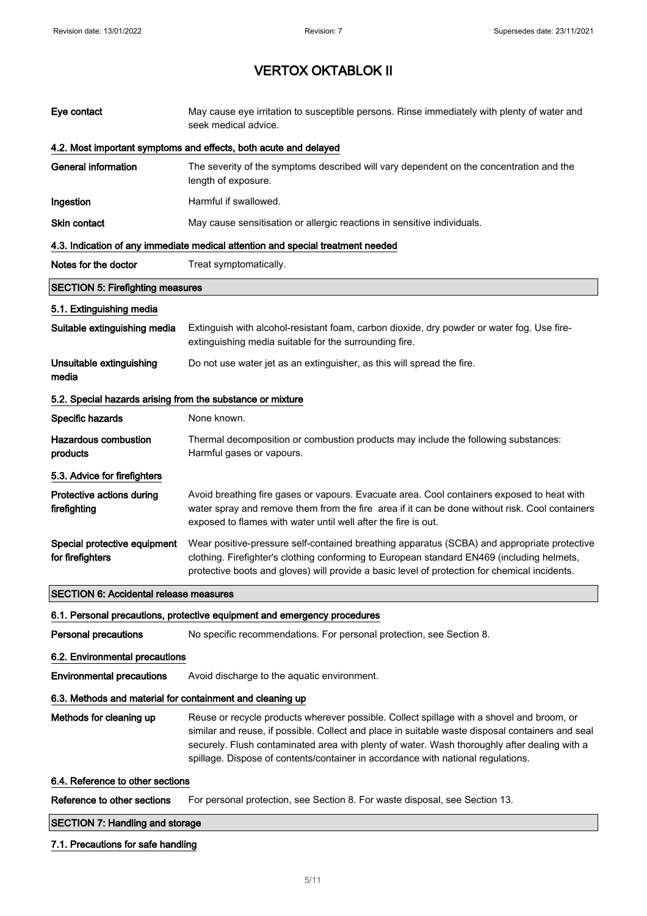# VERTOX OKTABLOK II

| | |
|---|---|
| **Eye contact** | May cause eye irritation to susceptible persons. Rinse immediately with plenty of water and seek medical advice. |

### 4.2. Most important symptoms and effects, both acute and delayed

| | |
|---|---|
| **General information** | The severity of the symptoms described will vary dependent on the concentration and the length of exposure. |
| **Ingestion** | Harmful if swallowed. |
| **Skin contact** | May cause sensitisation or allergic reactions in sensitive individuals. |

### 4.3. Indication of any immediate medical attention and special treatment needed

| | |
|---|---|
| **Notes for the doctor** | Treat symptomatically. |

## SECTION 5: Firefighting measures

### 5.1. Extinguishing media

| | |
|---|---|
| **Suitable extinguishing media** | Extinguish with alcohol-resistant foam, carbon dioxide, dry powder or water fog. Use fire-extinguishing media suitable for the surrounding fire. |
| **Unsuitable extinguishing media** | Do not use water jet as an extinguisher, as this will spread the fire. |

### 5.2. Special hazards arising from the substance or mixture

| | |
|---|---|
| **Specific hazards** | None known. |
| **Hazardous combustion products** | Thermal decomposition or combustion products may include the following substances: Harmful gases or vapours. |

### 5.3. Advice for firefighters

| | |
|---|---|
| **Protective actions during firefighting** | Avoid breathing fire gases or vapours. Evacuate area. Cool containers exposed to heat with water spray and remove them from the fire area if it can be done without risk. Cool containers exposed to flames with water until well after the fire is out. |
| **Special protective equipment for firefighters** | Wear positive-pressure self-contained breathing apparatus (SCBA) and appropriate protective clothing. Firefighter's clothing conforming to European standard EN469 (including helmets, protective boots and gloves) will provide a basic level of protection for chemical incidents. |

## SECTION 6: Accidental release measures

### 6.1. Personal precautions, protective equipment and emergency procedures

| | |
|---|---|
| **Personal precautions** | No specific recommendations. For personal protection, see Section 8. |

### 6.2. Environmental precautions

| | |
|---|---|
| **Environmental precautions** | Avoid discharge to the aquatic environment. |

### 6.3. Methods and material for containment and cleaning up

| | |
|---|---|
| **Methods for cleaning up** | Reuse or recycle products wherever possible. Collect spillage with a shovel and broom, or similar and reuse, if possible. Collect and place in suitable waste disposal containers and seal securely. Flush contaminated area with plenty of water. Wash thoroughly after dealing with a spillage. Dispose of contents/container in accordance with national regulations. |

### 6.4. Reference to other sections

| | |
|---|---|
| **Reference to other sections** | For personal protection, see Section 8. For waste disposal, see Section 13. |

## SECTION 7: Handling and storage

### 7.1. Precautions for safe handling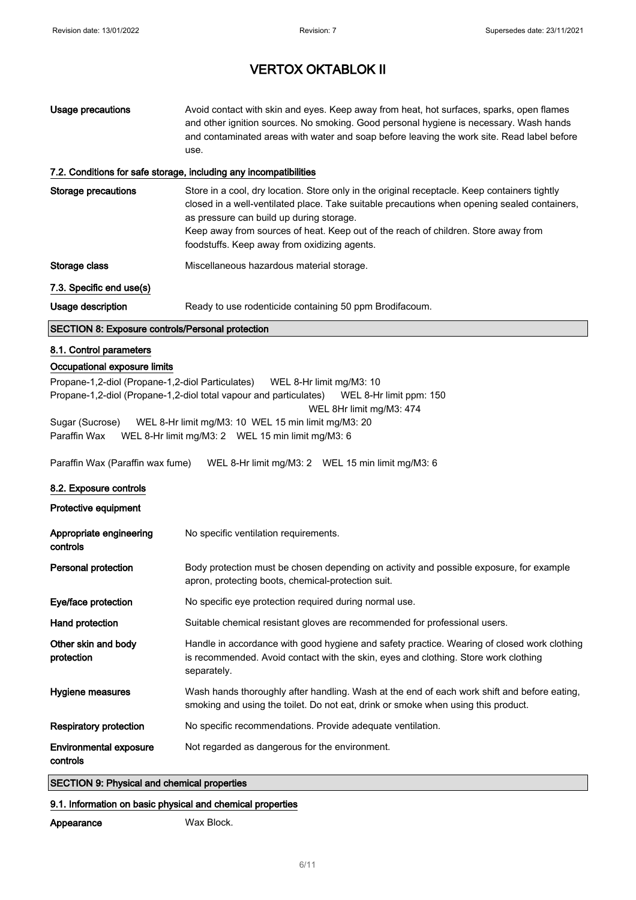# VERTOX OKTABLOK II

| | |
|---|---|
| **Usage precautions** | Avoid contact with skin and eyes. Keep away from heat, hot surfaces, sparks, open flames and other ignition sources. No smoking. Good personal hygiene is necessary. Wash hands and contaminated areas with water and soap before leaving the work site. Read label before use. |

### 7.2. Conditions for safe storage, including any incompatibilities

| | |
|---|---|
| **Storage precautions** | Store in a cool, dry location. Store only in the original receptacle. Keep containers tightly closed in a well-ventilated place. Take suitable precautions when opening sealed containers, as pressure can build up during storage.<br>Keep away from sources of heat. Keep out of the reach of children. Store away from foodstuffs. Keep away from oxidizing agents. |
| **Storage class** | Miscellaneous hazardous material storage. |

### 7.3. Specific end use(s)

| | |
|---|---|
| **Usage description** | Ready to use rodenticide containing 50 ppm Brodifacoum. |

## SECTION 8: Exposure controls/Personal protection

### 8.1. Control parameters

**Occupational exposure limits**

Propane-1,2-diol (Propane-1,2-diol Particulates) WEL 8-Hr limit mg/M3: 10
Propane-1,2-diol (Propane-1,2-diol total vapour and particulates) WEL 8-Hr limit ppm: 150
WEL 8Hr limit mg/M3: 474
Sugar (Sucrose) WEL 8-Hr limit mg/M3: 10 WEL 15 min limit mg/M3: 20
Paraffin Wax WEL 8-Hr limit mg/M3: 2 WEL 15 min limit mg/M3: 6

Paraffin Wax (Paraffin wax fume) WEL 8-Hr limit mg/M3: 2 WEL 15 min limit mg/M3: 6

### 8.2. Exposure controls

**Protective equipment**

| | |
|---|---|
| **Appropriate engineering controls** | No specific ventilation requirements. |
| **Personal protection** | Body protection must be chosen depending on activity and possible exposure, for example apron, protecting boots, chemical-protection suit. |
| **Eye/face protection** | No specific eye protection required during normal use. |
| **Hand protection** | Suitable chemical resistant gloves are recommended for professional users. |
| **Other skin and body protection** | Handle in accordance with good hygiene and safety practice. Wearing of closed work clothing is recommended. Avoid contact with the skin, eyes and clothing. Store work clothing separately. |
| **Hygiene measures** | Wash hands thoroughly after handling. Wash at the end of each work shift and before eating, smoking and using the toilet. Do not eat, drink or smoke when using this product. |
| **Respiratory protection** | No specific recommendations. Provide adequate ventilation. |
| **Environmental exposure controls** | Not regarded as dangerous for the environment. |

## SECTION 9: Physical and chemical properties

### 9.1. Information on basic physical and chemical properties

| | |
|---|---|
| **Appearance** | Wax Block. |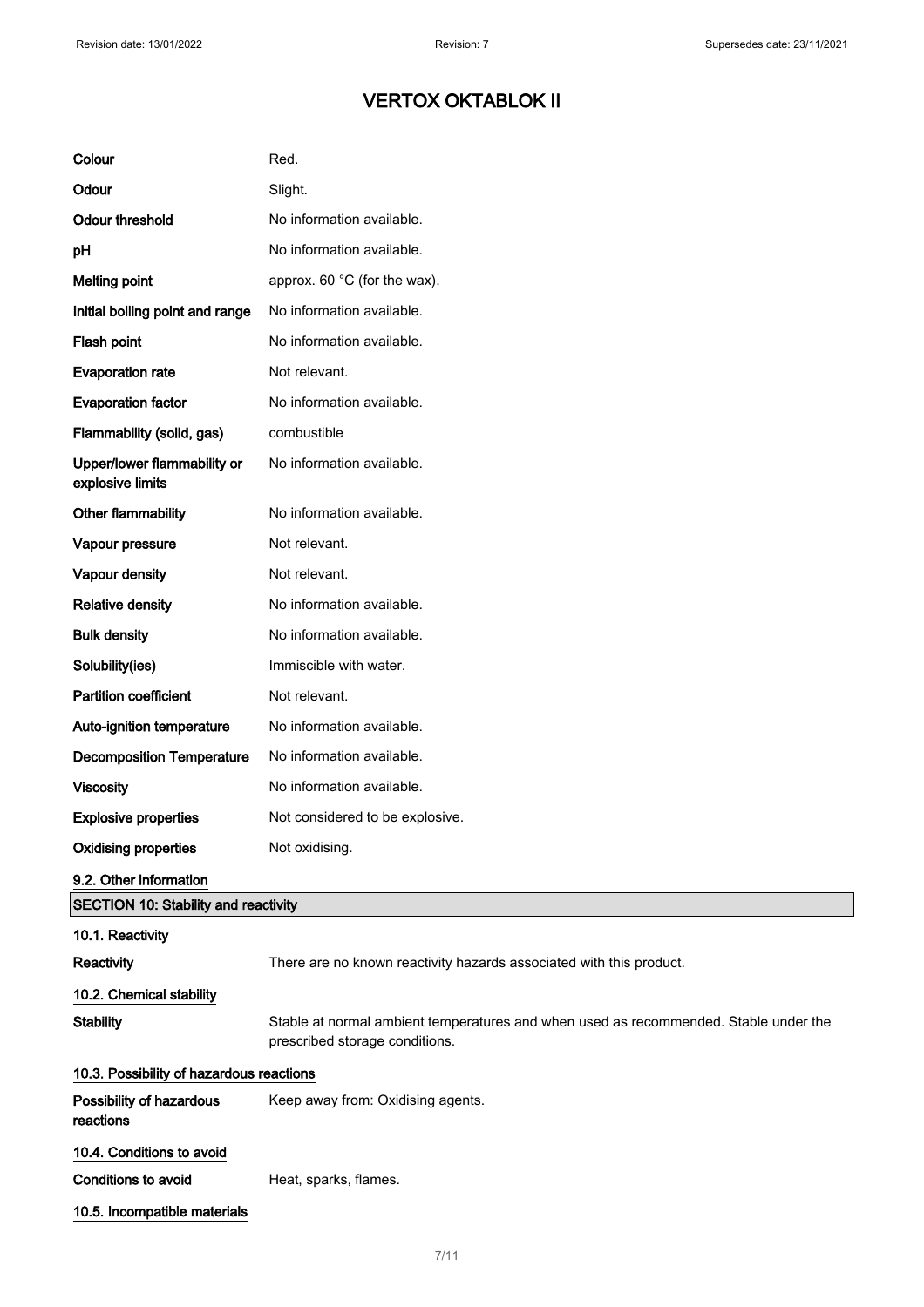# VERTOX OKTABLOK II

| | |
|---|---|
| **Colour** | Red. |
| **Odour** | Slight. |
| **Odour threshold** | No information available. |
| **pH** | No information available. |
| **Melting point** | approx. 60 °C (for the wax). |
| **Initial boiling point and range** | No information available. |
| **Flash point** | No information available. |
| **Evaporation rate** | Not relevant. |
| **Evaporation factor** | No information available. |
| **Flammability (solid, gas)** | combustible |
| **Upper/lower flammability or explosive limits** | No information available. |
| **Other flammability** | No information available. |
| **Vapour pressure** | Not relevant. |
| **Vapour density** | Not relevant. |
| **Relative density** | No information available. |
| **Bulk density** | No information available. |
| **Solubility(ies)** | Immiscible with water. |
| **Partition coefficient** | Not relevant. |
| **Auto-ignition temperature** | No information available. |
| **Decomposition Temperature** | No information available. |
| **Viscosity** | No information available. |
| **Explosive properties** | Not considered to be explosive. |
| **Oxidising properties** | Not oxidising. |

### 9.2. Other information

## SECTION 10: Stability and reactivity

### 10.1. Reactivity

**Reactivity** There are no known reactivity hazards associated with this product.

### 10.2. Chemical stability

**Stability** Stable at normal ambient temperatures and when used as recommended. Stable under the prescribed storage conditions.

### 10.3. Possibility of hazardous reactions

**Possibility of hazardous reactions** Keep away from: Oxidising agents.

### 10.4. Conditions to avoid

**Conditions to avoid** Heat, sparks, flames.

### 10.5. Incompatible materials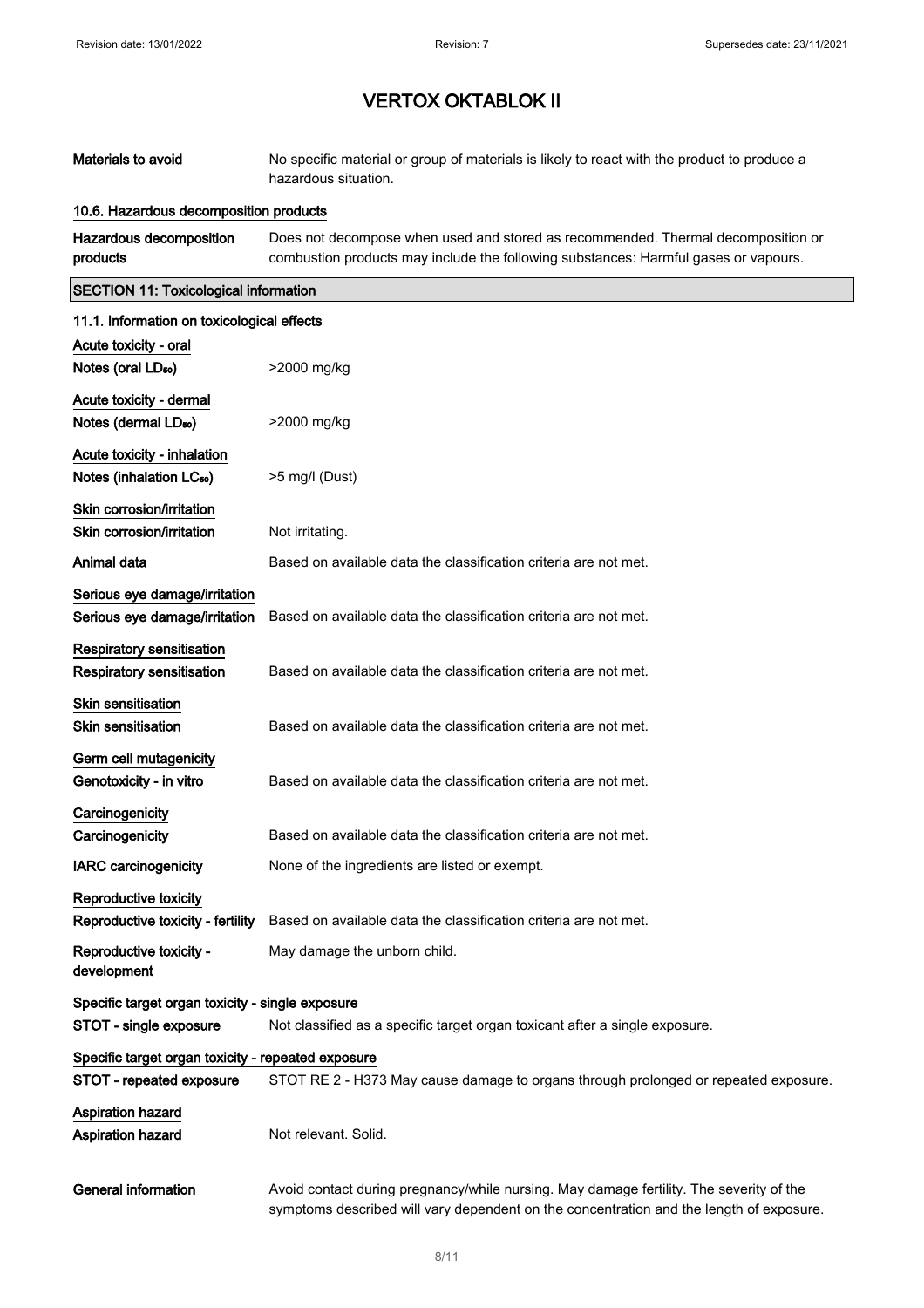| | |
|---|---|
| **Materials to avoid** | No specific material or group of materials is likely to react with the product to produce a hazardous situation. |

### 10.6. Hazardous decomposition products

| | |
|---|---|
| **Hazardous decomposition products** | Does not decompose when used and stored as recommended. Thermal decomposition or combustion products may include the following substances: Harmful gases or vapours. |

## SECTION 11: Toxicological information

### 11.1. Information on toxicological effects

**Acute toxicity - oral**

| | |
|---|---|
| **Notes (oral $LD_{50}$)** | >2000 mg/kg |

**Acute toxicity - dermal**

| | |
|---|---|
| **Notes (dermal $LD_{50}$)** | >2000 mg/kg |

**Acute toxicity - inhalation**

| | |
|---|---|
| **Notes (inhalation $LC_{50}$)** | >5 mg/l (Dust) |

**Skin corrosion/irritation**

| | |
|---|---|
| **Skin corrosion/irritation** | Not irritating. |
| **Animal data** | Based on available data the classification criteria are not met. |

**Serious eye damage/irritation**

| | |
|---|---|
| **Serious eye damage/irritation** | Based on available data the classification criteria are not met. |

**Respiratory sensitisation**

| | |
|---|---|
| **Respiratory sensitisation** | Based on available data the classification criteria are not met. |

**Skin sensitisation**

| | |
|---|---|
| **Skin sensitisation** | Based on available data the classification criteria are not met. |

**Germ cell mutagenicity**

| | |
|---|---|
| **Genotoxicity - in vitro** | Based on available data the classification criteria are not met. |

**Carcinogenicity**

| | |
|---|---|
| **Carcinogenicity** | Based on available data the classification criteria are not met. |
| **IARC carcinogenicity** | None of the ingredients are listed or exempt. |

**Reproductive toxicity**

| | |
|---|---|
| **Reproductive toxicity - fertility** | Based on available data the classification criteria are not met. |
| **Reproductive toxicity - development** | May damage the unborn child. |

**Specific target organ toxicity - single exposure**

| | |
|---|---|
| **STOT - single exposure** | Not classified as a specific target organ toxicant after a single exposure. |

**Specific target organ toxicity - repeated exposure**

| | |
|---|---|
| **STOT - repeated exposure** | STOT RE 2 - H373 May cause damage to organs through prolonged or repeated exposure. |

**Aspiration hazard**

| | |
|---|---|
| **Aspiration hazard** | Not relevant. Solid. |
| **General information** | Avoid contact during pregnancy/while nursing. May damage fertility. The severity of the symptoms described will vary dependent on the concentration and the length of exposure. |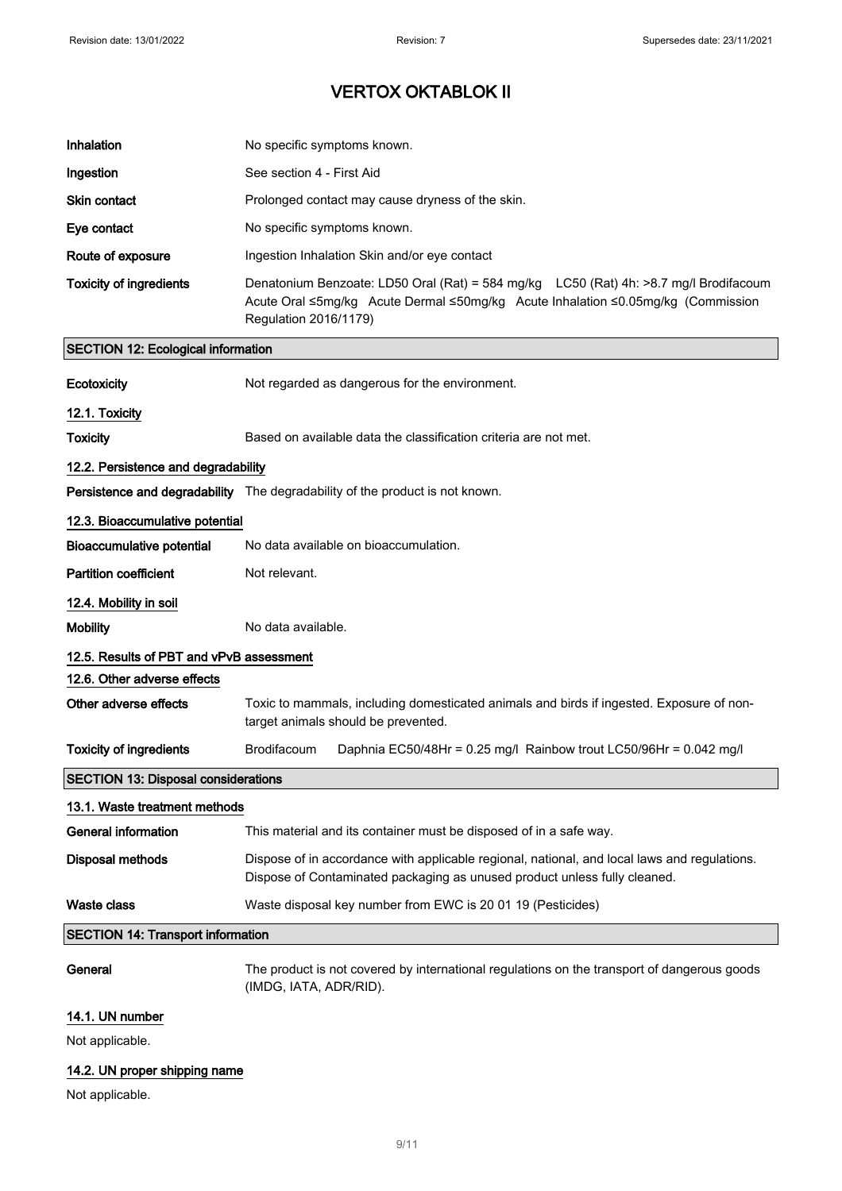| | |
|---|---|
| **Inhalation** | No specific symptoms known. |
| **Ingestion** | See section 4 - First Aid |
| **Skin contact** | Prolonged contact may cause dryness of the skin. |
| **Eye contact** | No specific symptoms known. |
| **Route of exposure** | Ingestion Inhalation Skin and/or eye contact |
| **Toxicity of ingredients** | Denatonium Benzoate: LD50 Oral (Rat) = 584 mg/kg LC50 (Rat) 4h: >8.7 mg/l Brodifacoum Acute Oral ≤5mg/kg Acute Dermal ≤50mg/kg Acute Inhalation ≤0.05mg/kg (Commission Regulation 2016/1179) |

## SECTION 12: Ecological information

**Ecotoxicity** Not regarded as dangerous for the environment.

### 12.1. Toxicity

**Toxicity** Based on available data the classification criteria are not met.

### 12.2. Persistence and degradability

**Persistence and degradability** The degradability of the product is not known.

### 12.3. Bioaccumulative potential

**Bioaccumulative potential** No data available on bioaccumulation.

**Partition coefficient** Not relevant.

### 12.4. Mobility in soil

**Mobility** No data available.

### 12.5. Results of PBT and vPvB assessment

### 12.6. Other adverse effects

**Other adverse effects** Toxic to mammals, including domesticated animals and birds if ingested. Exposure of non-target animals should be prevented.

**Toxicity of ingredients** Brodifacoum Daphnia EC50/48Hr = 0.25 mg/l Rainbow trout LC50/96Hr = 0.042 mg/l

## SECTION 13: Disposal considerations

### 13.1. Waste treatment methods

**General information** This material and its container must be disposed of in a safe way.

**Disposal methods** Dispose of in accordance with applicable regional, national, and local laws and regulations. Dispose of Contaminated packaging as unused product unless fully cleaned.

**Waste class** Waste disposal key number from EWC is 20 01 19 (Pesticides)

## SECTION 14: Transport information

**General** The product is not covered by international regulations on the transport of dangerous goods (IMDG, IATA, ADR/RID).

### 14.1. UN number

Not applicable.

### 14.2. UN proper shipping name

Not applicable.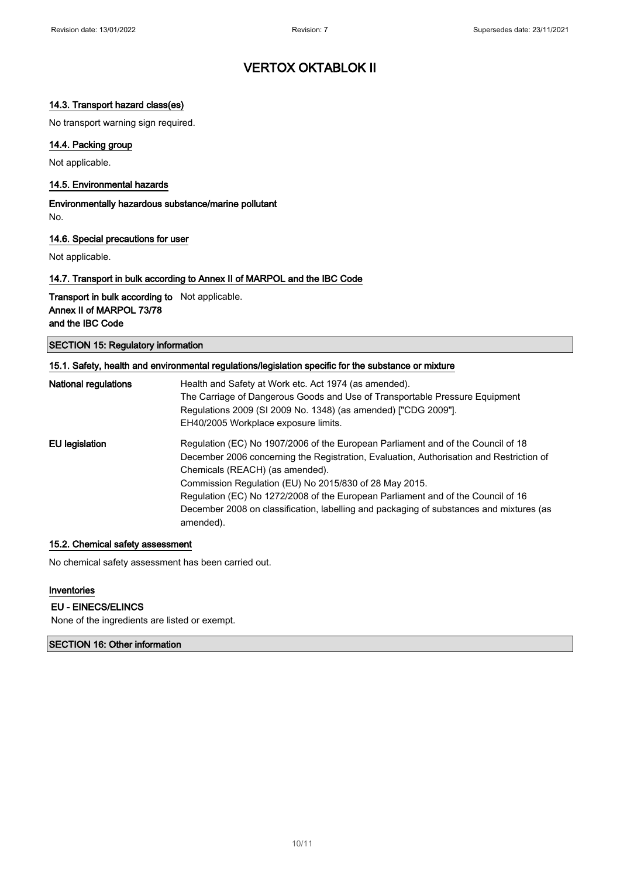# VERTOX OKTABLOK II

### 14.3. Transport hazard class(es)

No transport warning sign required.

### 14.4. Packing group

Not applicable.

### 14.5. Environmental hazards

**Environmentally hazardous substance/marine pollutant**

No.

### 14.6. Special precautions for user

Not applicable.

### 14.7. Transport in bulk according to Annex II of MARPOL and the IBC Code

| | |
|---|---|
| **Transport in bulk according to Annex II of MARPOL 73/78 and the IBC Code** | Not applicable. |

## SECTION 15: Regulatory information

### 15.1. Safety, health and environmental regulations/legislation specific for the substance or mixture

| | |
|---|---|
| **National regulations** | Health and Safety at Work etc. Act 1974 (as amended).<br>The Carriage of Dangerous Goods and Use of Transportable Pressure Equipment Regulations 2009 (SI 2009 No. 1348) (as amended) ["CDG 2009"].<br>EH40/2005 Workplace exposure limits. |
| **EU legislation** | Regulation (EC) No 1907/2006 of the European Parliament and of the Council of 18 December 2006 concerning the Registration, Evaluation, Authorisation and Restriction of Chemicals (REACH) (as amended).<br>Commission Regulation (EU) No 2015/830 of 28 May 2015.<br>Regulation (EC) No 1272/2008 of the European Parliament and of the Council of 16 December 2008 on classification, labelling and packaging of substances and mixtures (as amended). |

### 15.2. Chemical safety assessment

No chemical safety assessment has been carried out.

### Inventories

**EU - EINECS/ELINCS**

None of the ingredients are listed or exempt.

## SECTION 16: Other information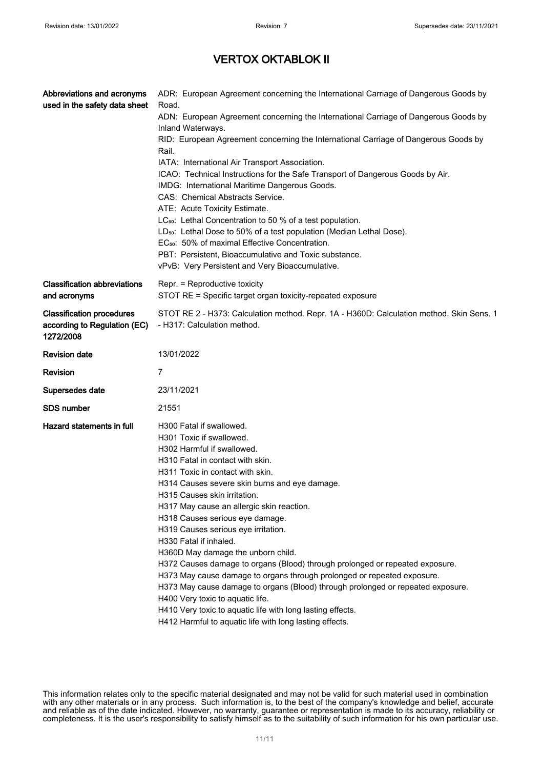# VERTOX OKTABLOK II

| | |
|---|---|
| **Abbreviations and acronyms used in the safety data sheet** | ADR: European Agreement concerning the International Carriage of Dangerous Goods by Road.<br>ADN: European Agreement concerning the International Carriage of Dangerous Goods by Inland Waterways.<br>RID: European Agreement concerning the International Carriage of Dangerous Goods by Rail.<br>IATA: International Air Transport Association.<br>ICAO: Technical Instructions for the Safe Transport of Dangerous Goods by Air.<br>IMDG: International Maritime Dangerous Goods.<br>CAS: Chemical Abstracts Service.<br>ATE: Acute Toxicity Estimate.<br>$LC_{50}$: Lethal Concentration to 50 % of a test population.<br>$LD_{50}$: Lethal Dose to 50% of a test population (Median Lethal Dose).<br>$EC_{50}$: 50% of maximal Effective Concentration.<br>PBT: Persistent, Bioaccumulative and Toxic substance.<br>vPvB: Very Persistent and Very Bioaccumulative. |
| **Classification abbreviations and acronyms** | Repr. = Reproductive toxicity<br>STOT RE = Specific target organ toxicity-repeated exposure |
| **Classification procedures according to Regulation (EC) 1272/2008** | STOT RE 2 - H373: Calculation method. Repr. 1A - H360D: Calculation method. Skin Sens. 1 - H317: Calculation method. |
| **Revision date** | 13/01/2022 |
| **Revision** | 7 |
| **Supersedes date** | 23/11/2021 |
| **SDS number** | 21551 |
| **Hazard statements in full** | H300 Fatal if swallowed.<br>H301 Toxic if swallowed.<br>H302 Harmful if swallowed.<br>H310 Fatal in contact with skin.<br>H311 Toxic in contact with skin.<br>H314 Causes severe skin burns and eye damage.<br>H315 Causes skin irritation.<br>H317 May cause an allergic skin reaction.<br>H318 Causes serious eye damage.<br>H319 Causes serious eye irritation.<br>H330 Fatal if inhaled.<br>H360D May damage the unborn child.<br>H372 Causes damage to organs (Blood) through prolonged or repeated exposure.<br>H373 May cause damage to organs through prolonged or repeated exposure.<br>H373 May cause damage to organs (Blood) through prolonged or repeated exposure.<br>H400 Very toxic to aquatic life.<br>H410 Very toxic to aquatic life with long lasting effects.<br>H412 Harmful to aquatic life with long lasting effects. |

This information relates only to the specific material designated and may not be valid for such material used in combination with any other materials or in any process. Such information is, to the best of the company's knowledge and belief, accurate and reliable as of the date indicated. However, no warranty, guarantee or representation is made to its accuracy, reliability or completeness. It is the user's responsibility to satisfy himself as to the suitability of such information for his own particular use.